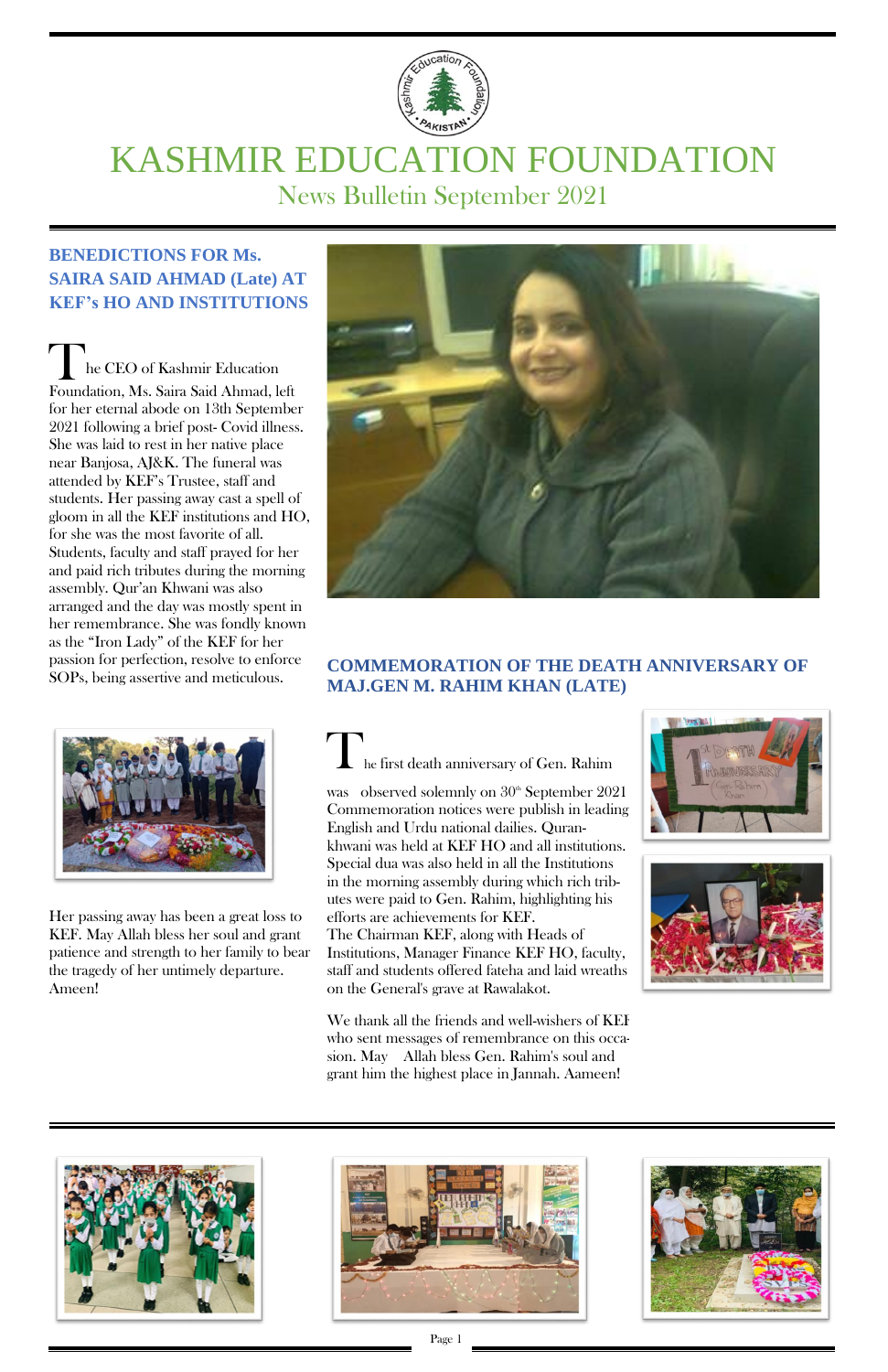# KASHMIR EDUCATION FOUNDATION

## News Bulletin September 2021

### BENEDICTIONS FOR Ms. SAIRA SAID AHMAD (Late) AT KEF's HO AND INSTITUTIONS

The CEO of Kashmir Education Foundation, Ms. Saira Said Ahmad, left for her eternal abode on 13th September 2021 following a brief post- Covid illness. She was laid to rest in her native place near Banjosa, AJ&K. The funeral was attended by KEF's Trustee, staff and students. Her passing away cast a spell of gloom in all the KEF institutions and HO, for she was the most favorite of all. Students, faculty and staff prayed for her and paid rich tributes during the morning assembly. Qur'an Khwani was also arranged and the day was mostly spent in her remembrance. She was fondly known as the "Iron Lady" of the KEF for her passion for perfection, resolve to enforce SOPs, being assertive and meticulous.

Her passing away has been a great loss to KEF. May Allah bless her soul and grant patience and strength to her family to bear the tragedy of her untimely departure. Ameen!

### COMMEMORATION OF THE DEATH ANNIVERSARY OF MAJ.GEN M. RAHIM KHAN (LATE)

The first death anniversary of Gen. Rahim was observed solemnly on 30th September 2021 Commemoration notices were publish in leading English and Urdu national dailies. Quran-khwani was held at KEF HO and all institutions. Special dua was also held in all the Institutions in the morning assembly during which rich tributes were paid to Gen. Rahim, highlighting his efforts are achievements for KEF.

The Chairman KEF, along with Heads of Institutions, Manager Finance KEF HO, faculty, staff and students offered fateha and laid wreaths on the General's grave at Rawalakot.

We thank all the friends and well-wishers of KEF who sent messages of remembrance on this occasion. May Allah bless Gen. Rahim's soul and grant him the highest place in Jannah. Aameen!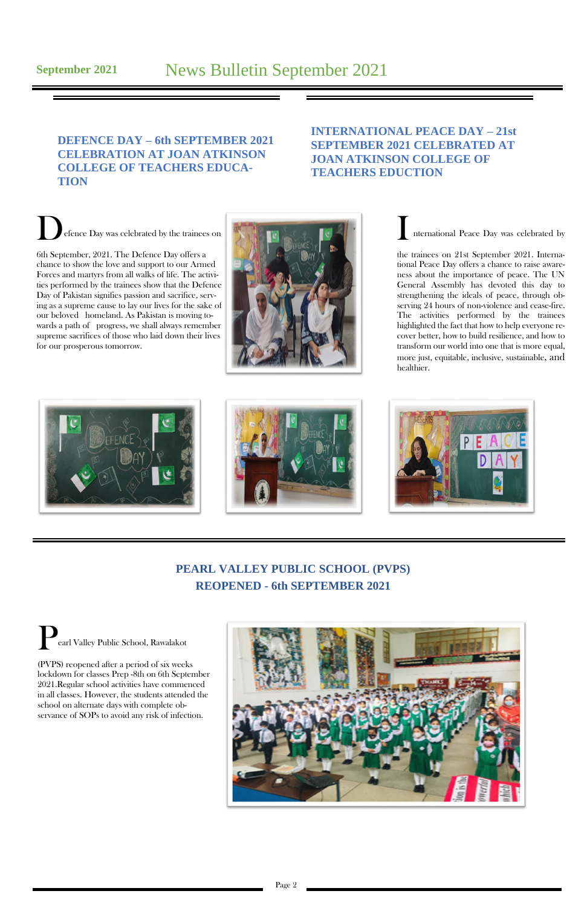# News Bulletin September 2021

## DEFENCE DAY – 6th SEPTEMBER 2021 CELEBRATION AT JOAN ATKINSON COLLEGE OF TEACHERS EDUCATION

Defence Day was celebrated by the trainees on 6th September, 2021. The Defence Day offers a chance to show the love and support to our Armed Forces and martyrs from all walks of life. The activities performed by the trainees show that the Defence Day of Pakistan signifies passion and sacrifice, serving as a supreme cause to lay our lives for the sake of our beloved homeland. As Pakistan is moving towards a path of progress, we shall always remember supreme sacrifices of those who laid down their lives for our prosperous tomorrow.

## INTERNATIONAL PEACE DAY – 21st SEPTEMBER 2021 CELEBRATED AT JOAN ATKINSON COLLEGE OF TEACHERS EDUCTION

International Peace Day was celebrated by the trainees on 21st September 2021. International Peace Day offers a chance to raise awareness about the importance of peace. The UN General Assembly has devoted this day to strengthening the ideals of peace, through observing 24 hours of non-violence and cease-fire. The activities performed by the trainees highlighted the fact that how to help everyone recover better, how to build resilience, and how to transform our world into one that is more equal, more just, equitable, inclusive, sustainable, and healthier.

## PEARL VALLEY PUBLIC SCHOOL (PVPS) REOPENED - 6th SEPTEMBER 2021

Pearl Valley Public School, Rawalakot (PVPS) reopened after a period of six weeks lockdown for classes Prep -8th on 6th September 2021.Regular school activities have commenced in all classes. However, the students attended the school on alternate days with complete observance of SOPs to avoid any risk of infection.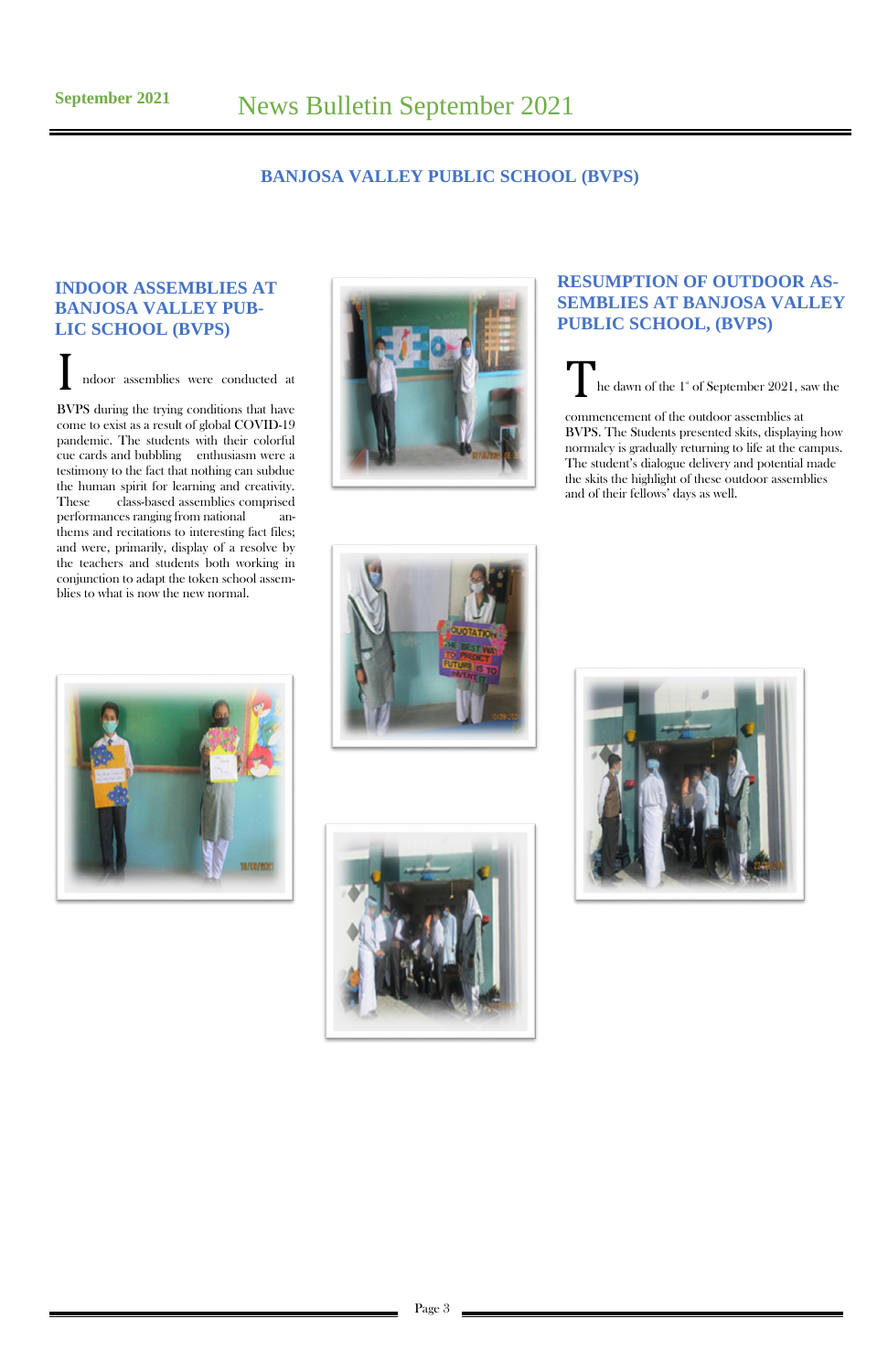# BANJOSA VALLEY PUBLIC SCHOOL (BVPS)

## INDOOR ASSEMBLIES AT BANJOSA VALLEY PUBLIC SCHOOL (BVPS)

Indoor assemblies were conducted at BVPS during the trying conditions that have come to exist as a result of global COVID-19 pandemic. The students with their colorful cue cards and bubbling enthusiasm were a testimony to the fact that nothing can subdue the human spirit for learning and creativity. These class-based assemblies comprised performances ranging from national anthems and recitations to interesting fact files; and were, primarily, display of a resolve by the teachers and students both working in conjunction to adapt the token school assemblies to what is now the new normal.

## RESUMPTION OF OUTDOOR ASSEMBLIES AT BANJOSA VALLEY PUBLIC SCHOOL, (BVPS)

The dawn of the 1st of September 2021, saw the commencement of the outdoor assemblies at BVPS. The Students presented skits, displaying how normalcy is gradually returning to life at the campus. The student's dialogue delivery and potential made the skits the highlight of these outdoor assemblies and of their fellows' days as well.